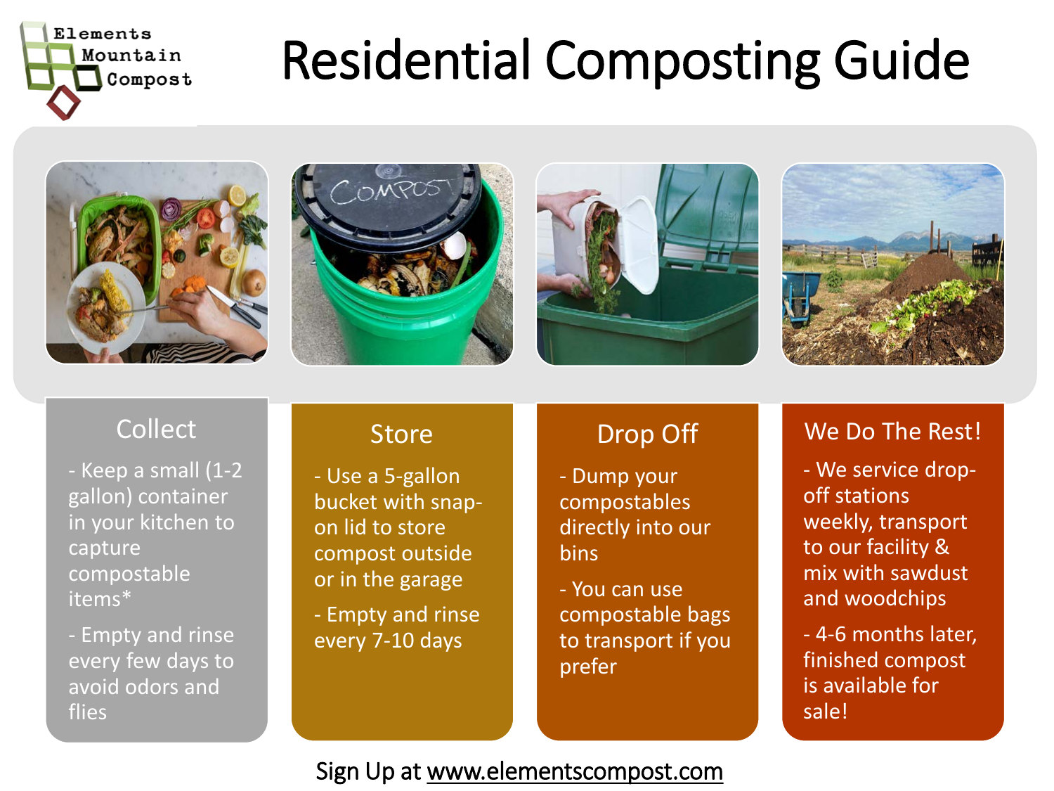Elements Mountain Compost

# Residential Composting Guide

## Collect

- Keep a small (1-2 gallon) container in your kitchen to capture compostable items*
- Empty and rinse every few days to avoid odors and flies

## Store

- Use a 5-gallon bucket with snap-on lid to store compost outside or in the garage
- Empty and rinse every 7-10 days

## Drop Off

- Dump your compostables directly into our bins
- You can use compostable bags to transport if you prefer

## We Do The Rest!

- We service drop-off stations weekly, transport to our facility & mix with sawdust and woodchips
- 4-6 months later, finished compost is available for sale!

Sign Up at www.elementscompost.com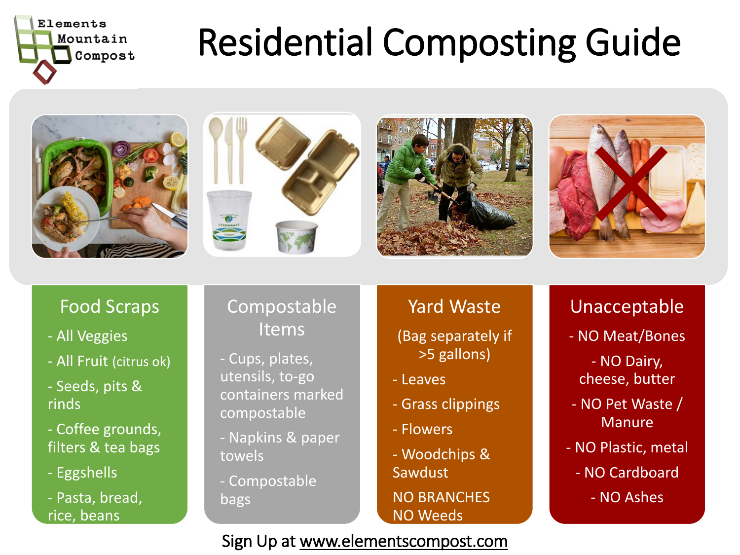Elements Mountain Compost

# Residential Composting Guide

## Food Scraps

- All Veggies
- All Fruit (citrus ok)
- Seeds, pits & rinds
- Coffee grounds, filters & tea bags
- Eggshells
- Pasta, bread, rice, beans

## Compostable Items

- Cups, plates, utensils, to-go containers marked compostable
- Napkins & paper towels
- Compostable bags

## Yard Waste

(Bag separately if >5 gallons)

- Leaves
- Grass clippings
- Flowers
- Woodchips & Sawdust

NO BRANCHES
NO Weeds

## Unacceptable

- NO Meat/Bones
- NO Dairy, cheese, butter
- NO Pet Waste / Manure
- NO Plastic, metal
- NO Cardboard
- NO Ashes

Sign Up at www.elementscompost.com